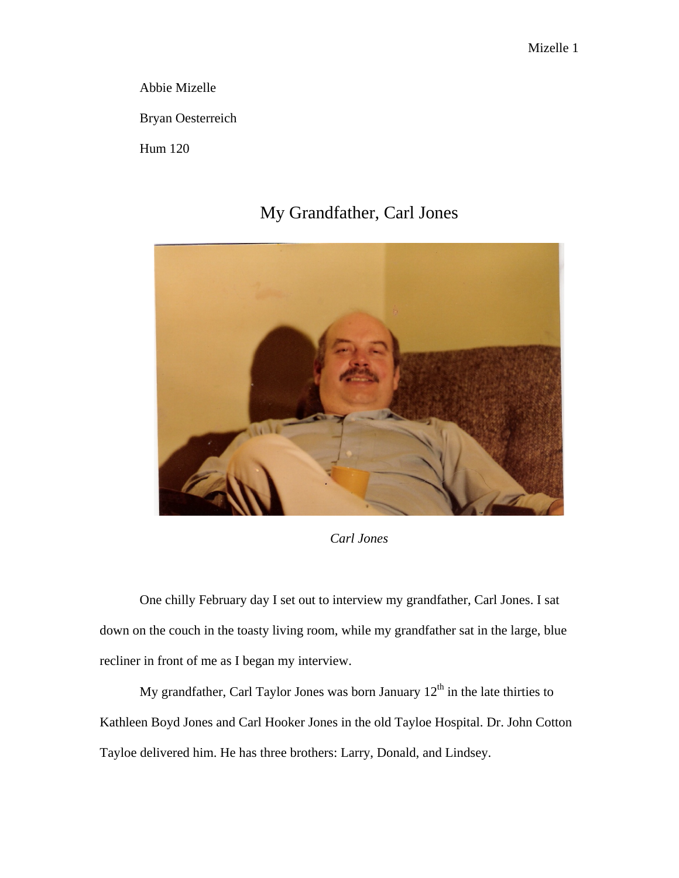Abbie Mizelle

Bryan Oesterreich

Hum 120

# My Grandfather, Carl Jones

*Carl Jones*

One chilly February day I set out to interview my grandfather, Carl Jones. I sat down on the couch in the toasty living room, while my grandfather sat in the large, blue recliner in front of me as I began my interview.

My grandfather, Carl Taylor Jones was born January 12th in the late thirties to Kathleen Boyd Jones and Carl Hooker Jones in the old Tayloe Hospital. Dr. John Cotton Tayloe delivered him. He has three brothers: Larry, Donald, and Lindsey.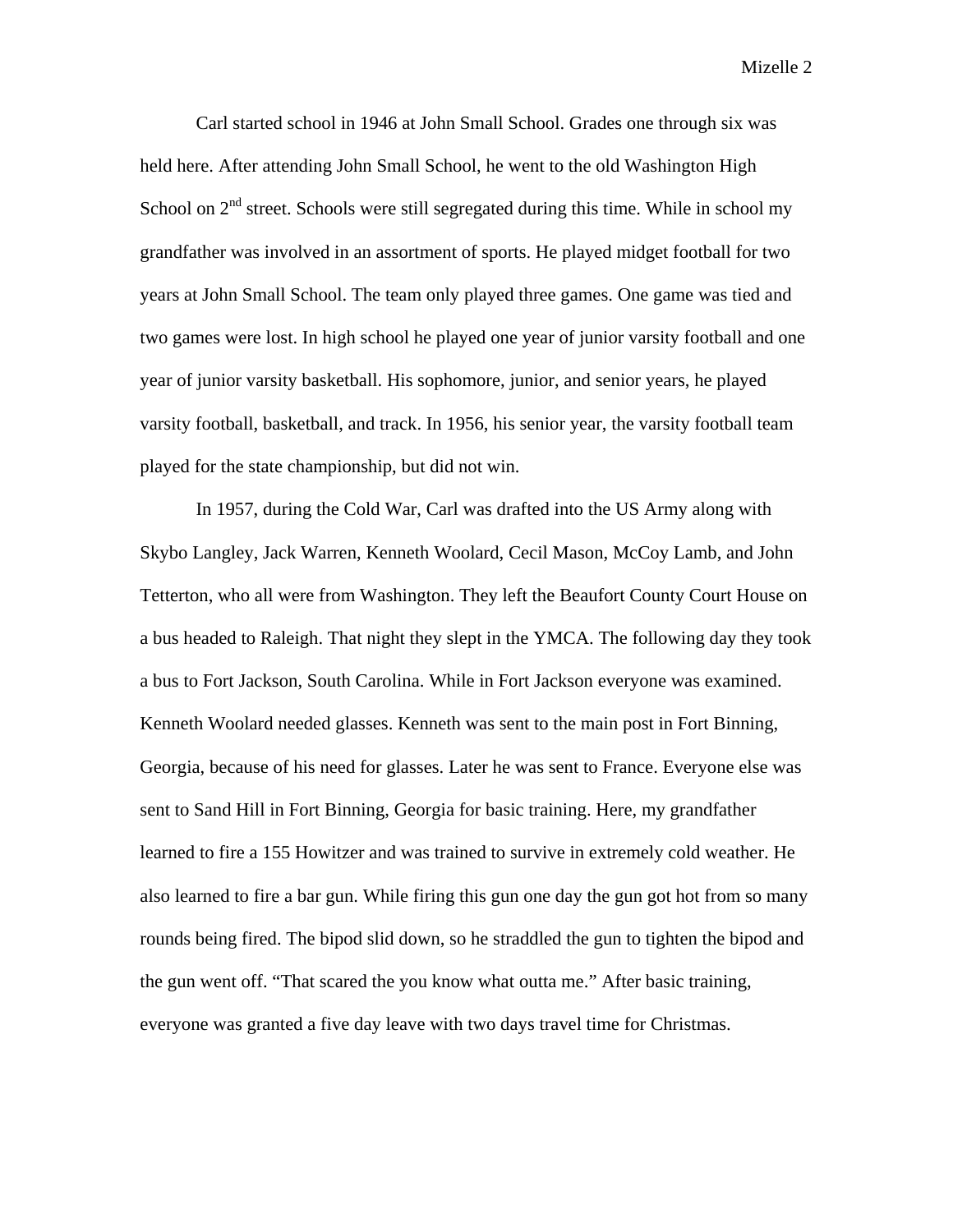Carl started school in 1946 at John Small School. Grades one through six was held here. After attending John Small School, he went to the old Washington High School on 2nd street. Schools were still segregated during this time. While in school my grandfather was involved in an assortment of sports. He played midget football for two years at John Small School. The team only played three games. One game was tied and two games were lost. In high school he played one year of junior varsity football and one year of junior varsity basketball. His sophomore, junior, and senior years, he played varsity football, basketball, and track. In 1956, his senior year, the varsity football team played for the state championship, but did not win.

In 1957, during the Cold War, Carl was drafted into the US Army along with Skybo Langley, Jack Warren, Kenneth Woolard, Cecil Mason, McCoy Lamb, and John Tetterton, who all were from Washington. They left the Beaufort County Court House on a bus headed to Raleigh. That night they slept in the YMCA. The following day they took a bus to Fort Jackson, South Carolina. While in Fort Jackson everyone was examined. Kenneth Woolard needed glasses. Kenneth was sent to the main post in Fort Binning, Georgia, because of his need for glasses. Later he was sent to France. Everyone else was sent to Sand Hill in Fort Binning, Georgia for basic training. Here, my grandfather learned to fire a 155 Howitzer and was trained to survive in extremely cold weather. He also learned to fire a bar gun. While firing this gun one day the gun got hot from so many rounds being fired. The bipod slid down, so he straddled the gun to tighten the bipod and the gun went off. "That scared the you know what outta me." After basic training, everyone was granted a five day leave with two days travel time for Christmas.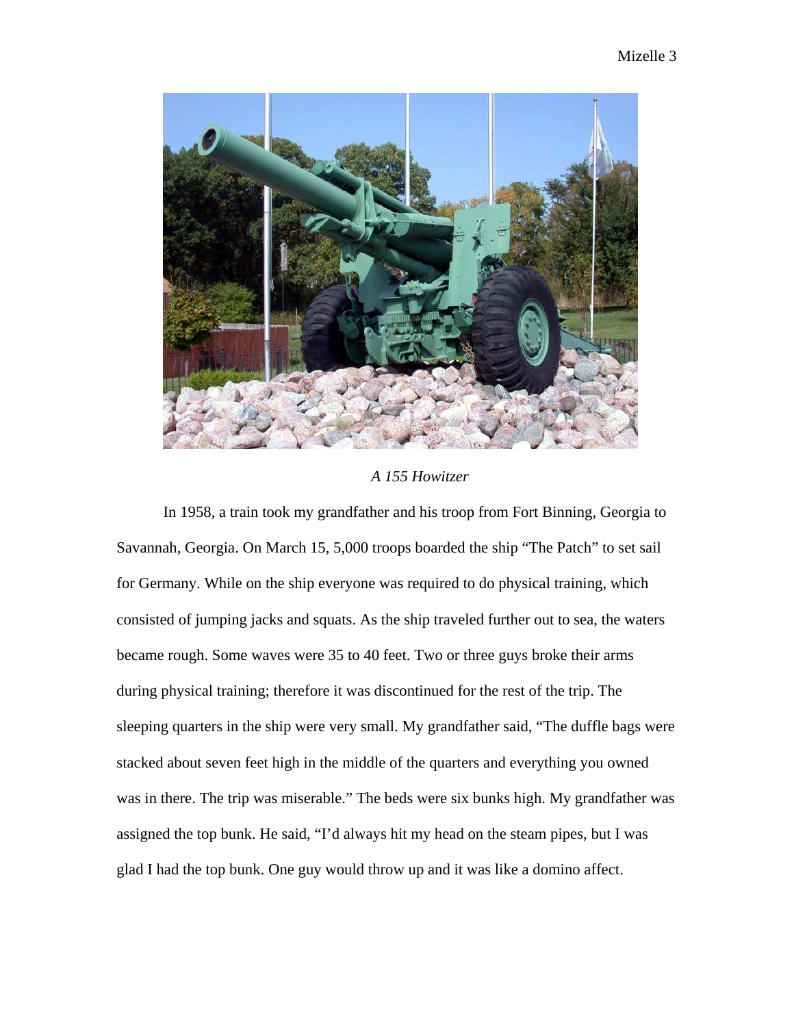*A 155 Howitzer*

In 1958, a train took my grandfather and his troop from Fort Binning, Georgia to Savannah, Georgia. On March 15, 5,000 troops boarded the ship "The Patch" to set sail for Germany. While on the ship everyone was required to do physical training, which consisted of jumping jacks and squats. As the ship traveled further out to sea, the waters became rough. Some waves were 35 to 40 feet. Two or three guys broke their arms during physical training; therefore it was discontinued for the rest of the trip. The sleeping quarters in the ship were very small. My grandfather said, "The duffle bags were stacked about seven feet high in the middle of the quarters and everything you owned was in there. The trip was miserable." The beds were six bunks high. My grandfather was assigned the top bunk. He said, "I'd always hit my head on the steam pipes, but I was glad I had the top bunk. One guy would throw up and it was like a domino affect.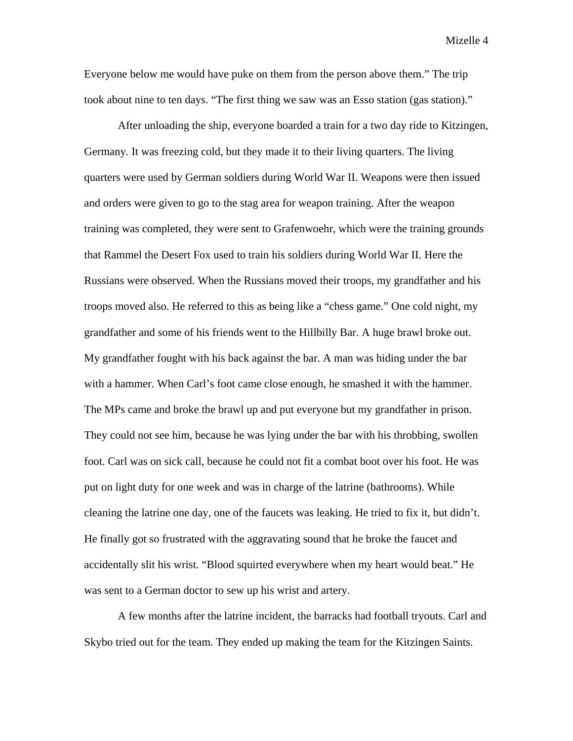Everyone below me would have puke on them from the person above them." The trip took about nine to ten days. "The first thing we saw was an Esso station (gas station)."

After unloading the ship, everyone boarded a train for a two day ride to Kitzingen, Germany. It was freezing cold, but they made it to their living quarters. The living quarters were used by German soldiers during World War II. Weapons were then issued and orders were given to go to the stag area for weapon training. After the weapon training was completed, they were sent to Grafenwoehr, which were the training grounds that Rammel the Desert Fox used to train his soldiers during World War II. Here the Russians were observed. When the Russians moved their troops, my grandfather and his troops moved also. He referred to this as being like a "chess game." One cold night, my grandfather and some of his friends went to the Hillbilly Bar. A huge brawl broke out. My grandfather fought with his back against the bar. A man was hiding under the bar with a hammer. When Carl's foot came close enough, he smashed it with the hammer. The MPs came and broke the brawl up and put everyone but my grandfather in prison. They could not see him, because he was lying under the bar with his throbbing, swollen foot. Carl was on sick call, because he could not fit a combat boot over his foot. He was put on light duty for one week and was in charge of the latrine (bathrooms). While cleaning the latrine one day, one of the faucets was leaking. He tried to fix it, but didn't. He finally got so frustrated with the aggravating sound that he broke the faucet and accidentally slit his wrist. "Blood squirted everywhere when my heart would beat." He was sent to a German doctor to sew up his wrist and artery.

A few months after the latrine incident, the barracks had football tryouts. Carl and Skybo tried out for the team. They ended up making the team for the Kitzingen Saints.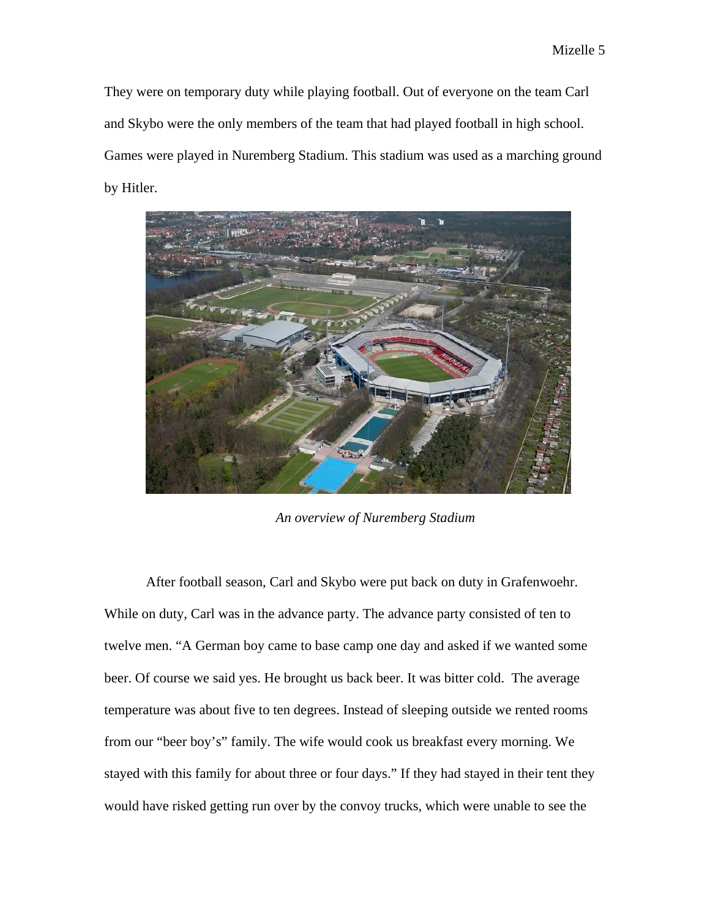They were on temporary duty while playing football. Out of everyone on the team Carl and Skybo were the only members of the team that had played football in high school. Games were played in Nuremberg Stadium. This stadium was used as a marching ground by Hitler.

*An overview of Nuremberg Stadium*

After football season, Carl and Skybo were put back on duty in Grafenwoehr. While on duty, Carl was in the advance party. The advance party consisted of ten to twelve men. "A German boy came to base camp one day and asked if we wanted some beer. Of course we said yes. He brought us back beer. It was bitter cold. The average temperature was about five to ten degrees. Instead of sleeping outside we rented rooms from our "beer boy's" family. The wife would cook us breakfast every morning. We stayed with this family for about three or four days." If they had stayed in their tent they would have risked getting run over by the convoy trucks, which were unable to see the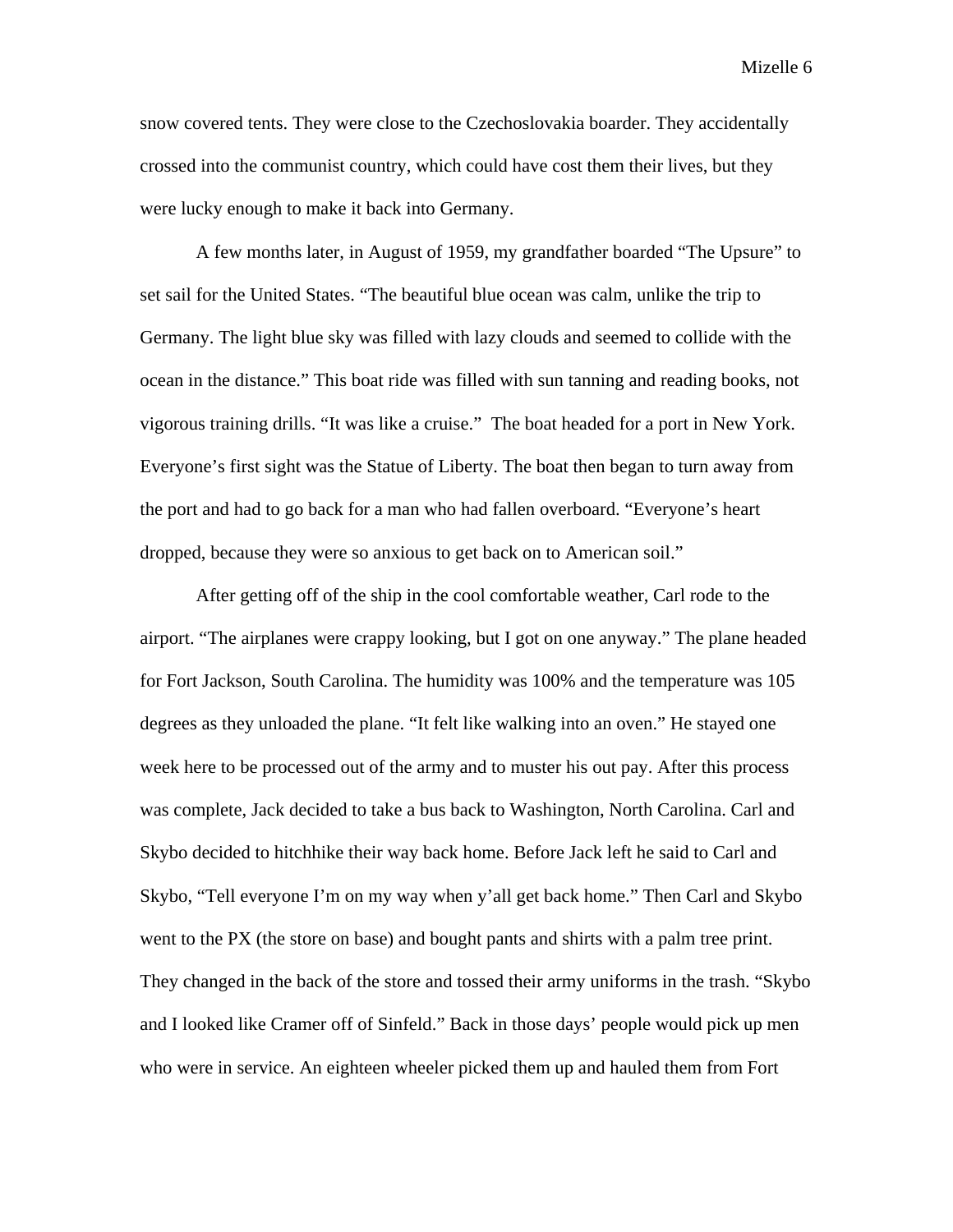snow covered tents. They were close to the Czechoslovakia boarder. They accidentally crossed into the communist country, which could have cost them their lives, but they were lucky enough to make it back into Germany.

A few months later, in August of 1959, my grandfather boarded "The Upsure" to set sail for the United States. "The beautiful blue ocean was calm, unlike the trip to Germany. The light blue sky was filled with lazy clouds and seemed to collide with the ocean in the distance." This boat ride was filled with sun tanning and reading books, not vigorous training drills. "It was like a cruise." The boat headed for a port in New York. Everyone's first sight was the Statue of Liberty. The boat then began to turn away from the port and had to go back for a man who had fallen overboard. "Everyone's heart dropped, because they were so anxious to get back on to American soil."

After getting off of the ship in the cool comfortable weather, Carl rode to the airport. "The airplanes were crappy looking, but I got on one anyway." The plane headed for Fort Jackson, South Carolina. The humidity was 100% and the temperature was 105 degrees as they unloaded the plane. "It felt like walking into an oven." He stayed one week here to be processed out of the army and to muster his out pay. After this process was complete, Jack decided to take a bus back to Washington, North Carolina. Carl and Skybo decided to hitchhike their way back home. Before Jack left he said to Carl and Skybo, "Tell everyone I'm on my way when y'all get back home." Then Carl and Skybo went to the PX (the store on base) and bought pants and shirts with a palm tree print. They changed in the back of the store and tossed their army uniforms in the trash. "Skybo and I looked like Cramer off of Sinfeld." Back in those days' people would pick up men who were in service. An eighteen wheeler picked them up and hauled them from Fort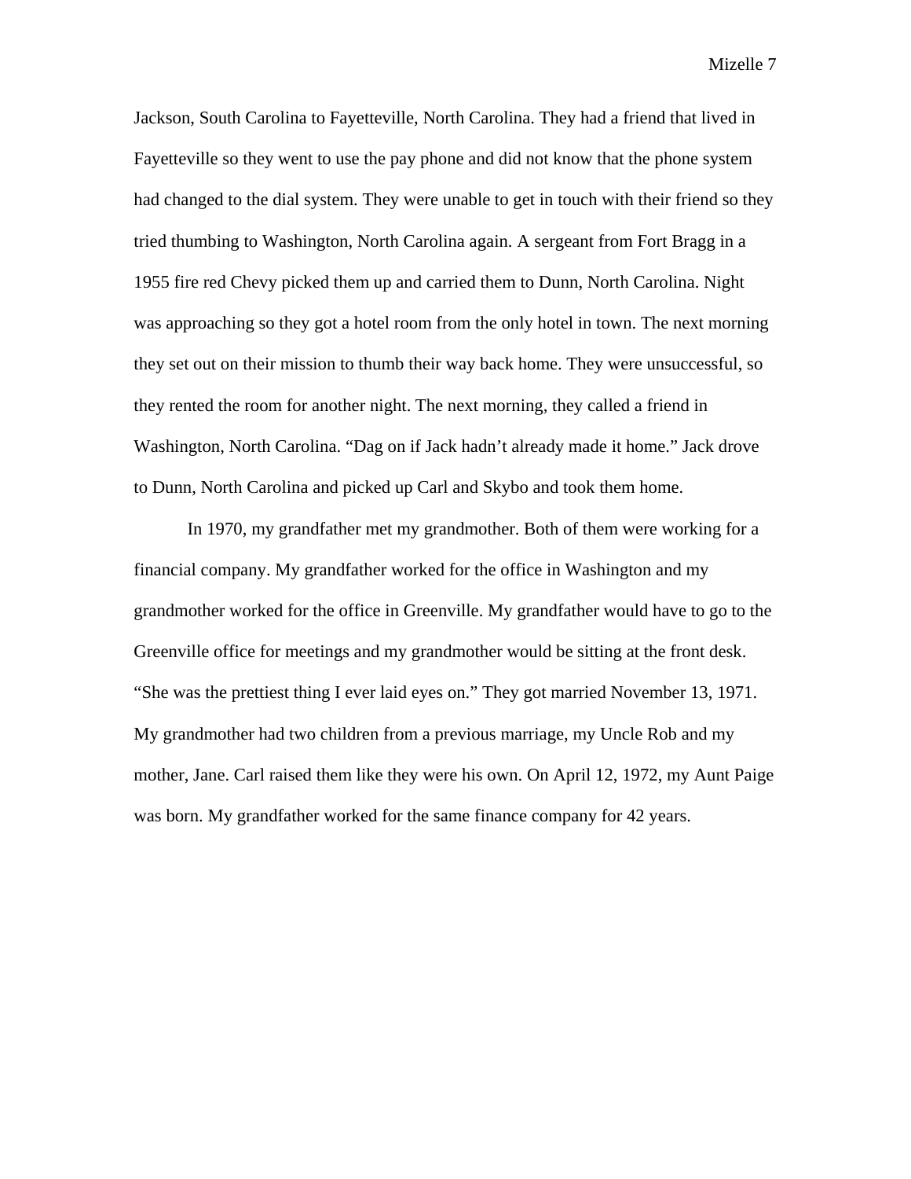Jackson, South Carolina to Fayetteville, North Carolina. They had a friend that lived in Fayetteville so they went to use the pay phone and did not know that the phone system had changed to the dial system. They were unable to get in touch with their friend so they tried thumbing to Washington, North Carolina again. A sergeant from Fort Bragg in a 1955 fire red Chevy picked them up and carried them to Dunn, North Carolina. Night was approaching so they got a hotel room from the only hotel in town. The next morning they set out on their mission to thumb their way back home. They were unsuccessful, so they rented the room for another night. The next morning, they called a friend in Washington, North Carolina. “Dag on if Jack hadn’t already made it home.” Jack drove to Dunn, North Carolina and picked up Carl and Skybo and took them home.

In 1970, my grandfather met my grandmother. Both of them were working for a financial company. My grandfather worked for the office in Washington and my grandmother worked for the office in Greenville. My grandfather would have to go to the Greenville office for meetings and my grandmother would be sitting at the front desk. “She was the prettiest thing I ever laid eyes on.” They got married November 13, 1971. My grandmother had two children from a previous marriage, my Uncle Rob and my mother, Jane. Carl raised them like they were his own. On April 12, 1972, my Aunt Paige was born. My grandfather worked for the same finance company for 42 years.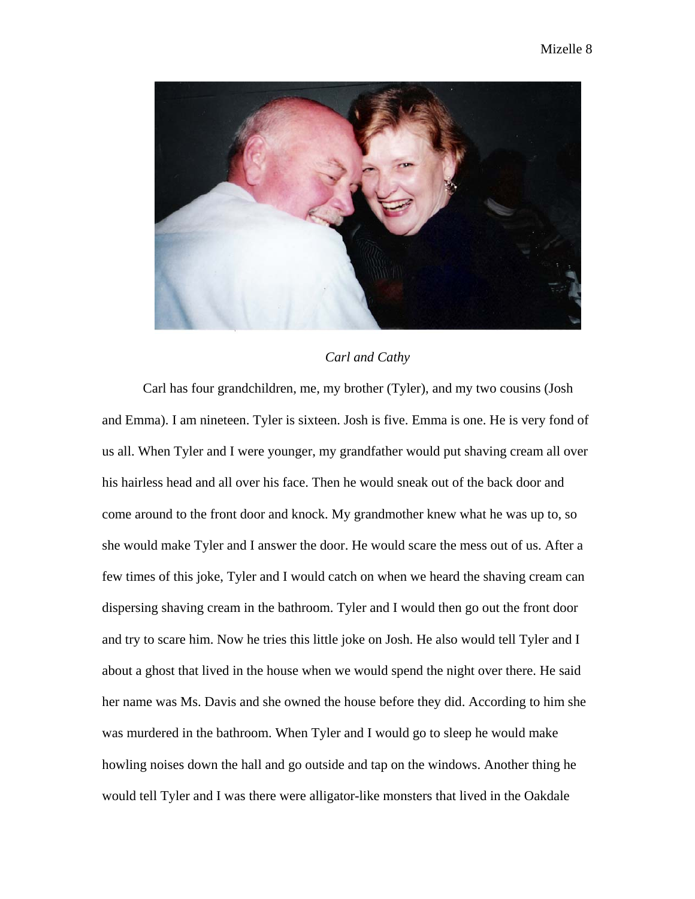*Carl and Cathy*

Carl has four grandchildren, me, my brother (Tyler), and my two cousins (Josh and Emma). I am nineteen. Tyler is sixteen. Josh is five. Emma is one. He is very fond of us all. When Tyler and I were younger, my grandfather would put shaving cream all over his hairless head and all over his face. Then he would sneak out of the back door and come around to the front door and knock. My grandmother knew what he was up to, so she would make Tyler and I answer the door. He would scare the mess out of us. After a few times of this joke, Tyler and I would catch on when we heard the shaving cream can dispersing shaving cream in the bathroom. Tyler and I would then go out the front door and try to scare him. Now he tries this little joke on Josh. He also would tell Tyler and I about a ghost that lived in the house when we would spend the night over there. He said her name was Ms. Davis and she owned the house before they did. According to him she was murdered in the bathroom. When Tyler and I would go to sleep he would make howling noises down the hall and go outside and tap on the windows. Another thing he would tell Tyler and I was there were alligator-like monsters that lived in the Oakdale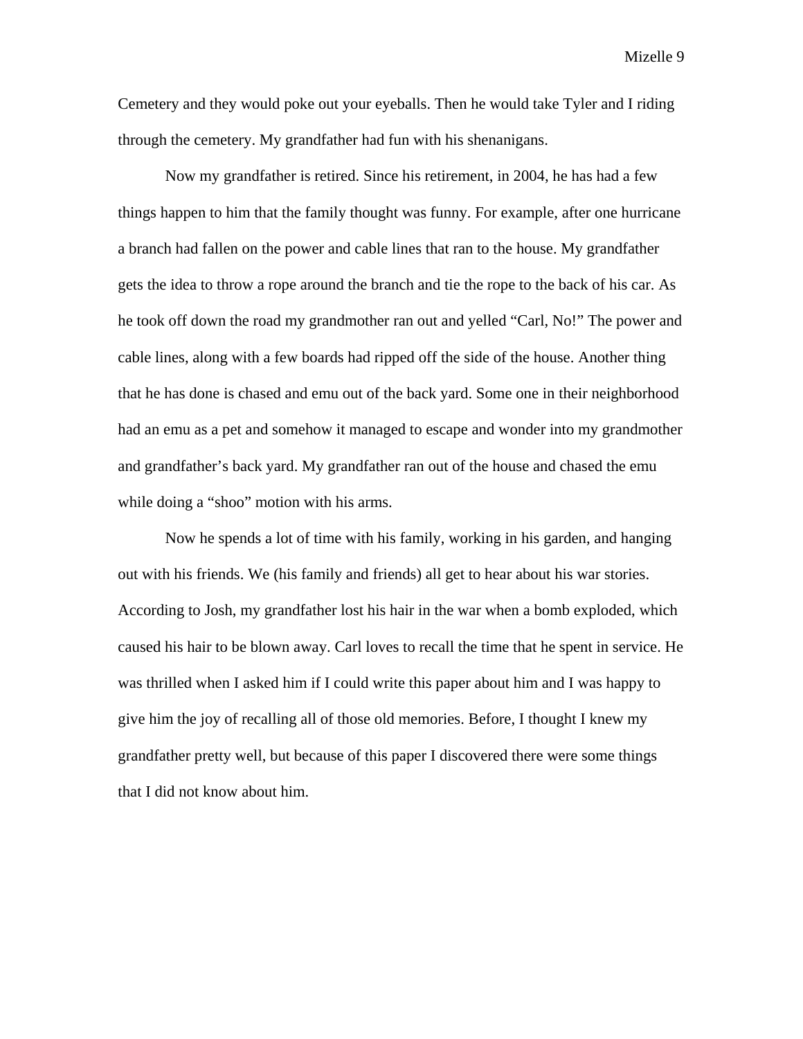Cemetery and they would poke out your eyeballs. Then he would take Tyler and I riding through the cemetery. My grandfather had fun with his shenanigans.

Now my grandfather is retired. Since his retirement, in 2004, he has had a few things happen to him that the family thought was funny. For example, after one hurricane a branch had fallen on the power and cable lines that ran to the house. My grandfather gets the idea to throw a rope around the branch and tie the rope to the back of his car. As he took off down the road my grandmother ran out and yelled "Carl, No!" The power and cable lines, along with a few boards had ripped off the side of the house. Another thing that he has done is chased and emu out of the back yard. Some one in their neighborhood had an emu as a pet and somehow it managed to escape and wonder into my grandmother and grandfather's back yard. My grandfather ran out of the house and chased the emu while doing a "shoo" motion with his arms.

Now he spends a lot of time with his family, working in his garden, and hanging out with his friends. We (his family and friends) all get to hear about his war stories. According to Josh, my grandfather lost his hair in the war when a bomb exploded, which caused his hair to be blown away. Carl loves to recall the time that he spent in service. He was thrilled when I asked him if I could write this paper about him and I was happy to give him the joy of recalling all of those old memories. Before, I thought I knew my grandfather pretty well, but because of this paper I discovered there were some things that I did not know about him.